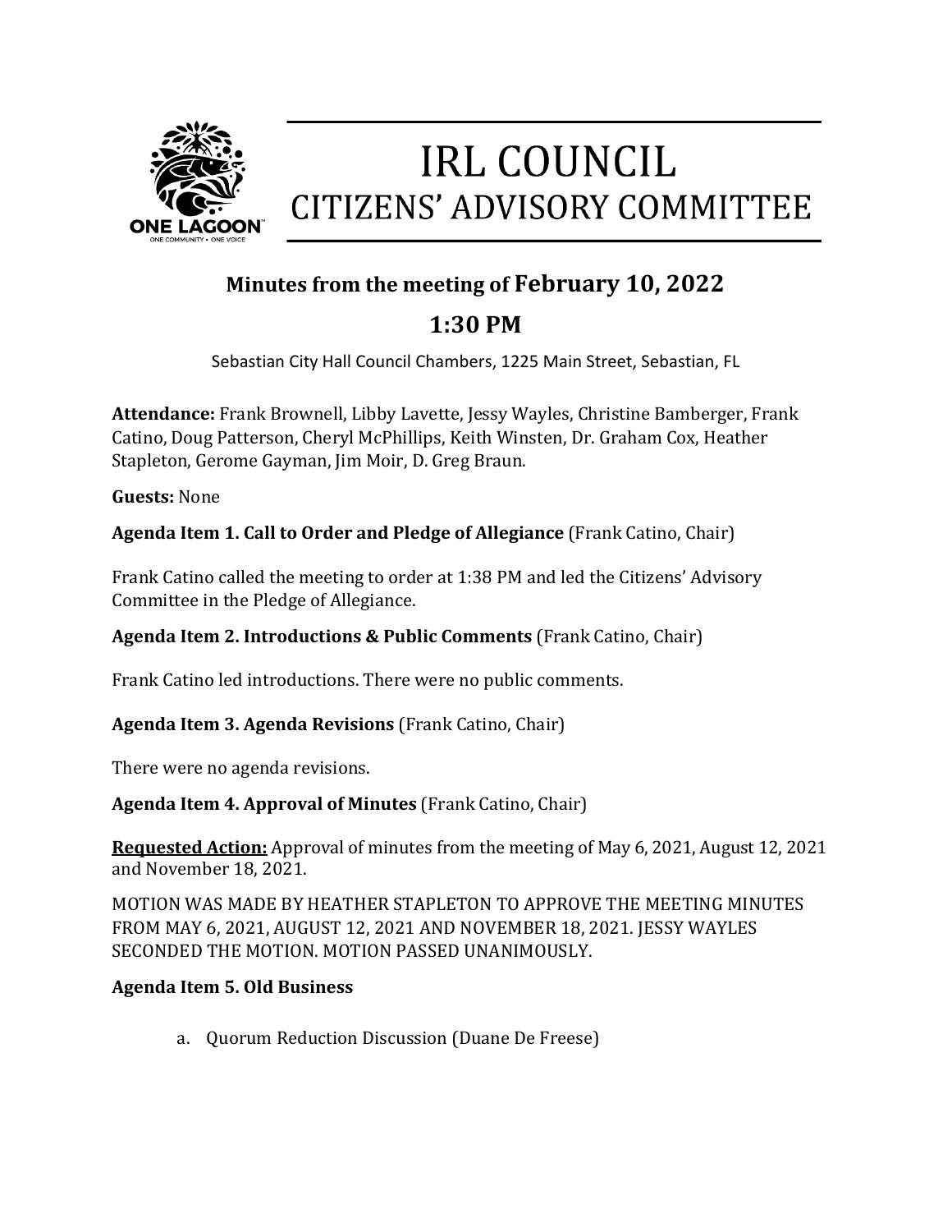# IRL COUNCIL
## CITIZENS' ADVISORY COMMITTEE

### Minutes from the meeting of February 10, 2022
### 1:30 PM

Sebastian City Hall Council Chambers, 1225 Main Street, Sebastian, FL

**Attendance:** Frank Brownell, Libby Lavette, Jessy Wayles, Christine Bamberger, Frank Catino, Doug Patterson, Cheryl McPhillips, Keith Winsten, Dr. Graham Cox, Heather Stapleton, Gerome Gayman, Jim Moir, D. Greg Braun.

**Guests:** None

**Agenda Item 1. Call to Order and Pledge of Allegiance** (Frank Catino, Chair)

Frank Catino called the meeting to order at 1:38 PM and led the Citizens' Advisory Committee in the Pledge of Allegiance.

**Agenda Item 2. Introductions & Public Comments** (Frank Catino, Chair)

Frank Catino led introductions. There were no public comments.

**Agenda Item 3. Agenda Revisions** (Frank Catino, Chair)

There were no agenda revisions.

**Agenda Item 4. Approval of Minutes** (Frank Catino, Chair)

**Requested Action:** Approval of minutes from the meeting of May 6, 2021, August 12, 2021 and November 18, 2021.

MOTION WAS MADE BY HEATHER STAPLETON TO APPROVE THE MEETING MINUTES FROM MAY 6, 2021, AUGUST 12, 2021 AND NOVEMBER 18, 2021. JESSY WAYLES SECONDED THE MOTION. MOTION PASSED UNANIMOUSLY.

**Agenda Item 5. Old Business**

a. Quorum Reduction Discussion (Duane De Freese)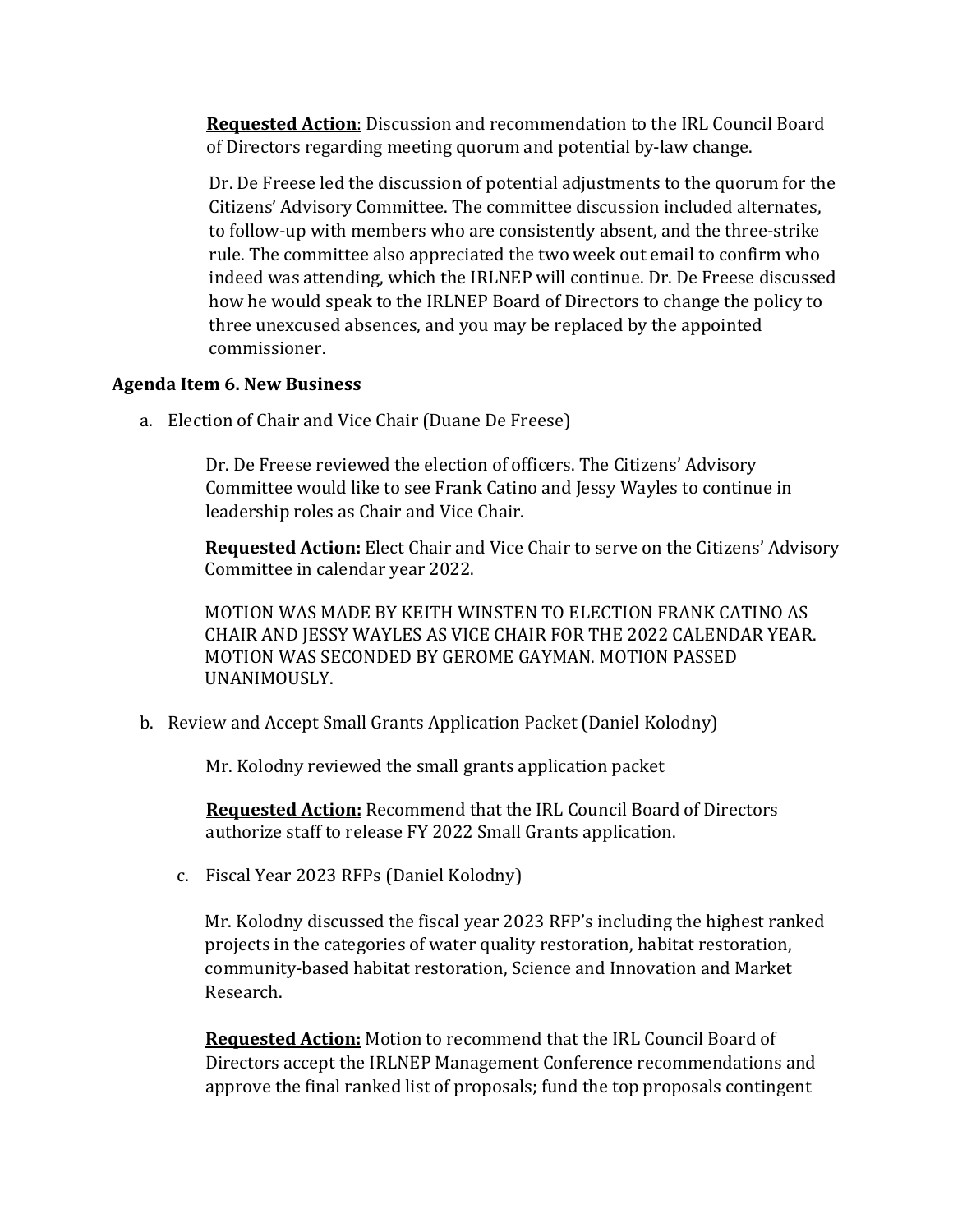**Requested Action**: Discussion and recommendation to the IRL Council Board of Directors regarding meeting quorum and potential by-law change.

Dr. De Freese led the discussion of potential adjustments to the quorum for the Citizens' Advisory Committee. The committee discussion included alternates, to follow-up with members who are consistently absent, and the three-strike rule. The committee also appreciated the two week out email to confirm who indeed was attending, which the IRLNEP will continue. Dr. De Freese discussed how he would speak to the IRLNEP Board of Directors to change the policy to three unexcused absences, and you may be replaced by the appointed commissioner.

**Agenda Item 6. New Business**

a. Election of Chair and Vice Chair (Duane De Freese)

Dr. De Freese reviewed the election of officers. The Citizens' Advisory Committee would like to see Frank Catino and Jessy Wayles to continue in leadership roles as Chair and Vice Chair.

**Requested Action:** Elect Chair and Vice Chair to serve on the Citizens' Advisory Committee in calendar year 2022.

MOTION WAS MADE BY KEITH WINSTEN TO ELECTION FRANK CATINO AS CHAIR AND JESSY WAYLES AS VICE CHAIR FOR THE 2022 CALENDAR YEAR. MOTION WAS SECONDED BY GEROME GAYMAN. MOTION PASSED UNANIMOUSLY.

b. Review and Accept Small Grants Application Packet (Daniel Kolodny)

Mr. Kolodny reviewed the small grants application packet

**Requested Action:** Recommend that the IRL Council Board of Directors authorize staff to release FY 2022 Small Grants application.

c. Fiscal Year 2023 RFPs (Daniel Kolodny)

Mr. Kolodny discussed the fiscal year 2023 RFP's including the highest ranked projects in the categories of water quality restoration, habitat restoration, community-based habitat restoration, Science and Innovation and Market Research.

**Requested Action:** Motion to recommend that the IRL Council Board of Directors accept the IRLNEP Management Conference recommendations and approve the final ranked list of proposals; fund the top proposals contingent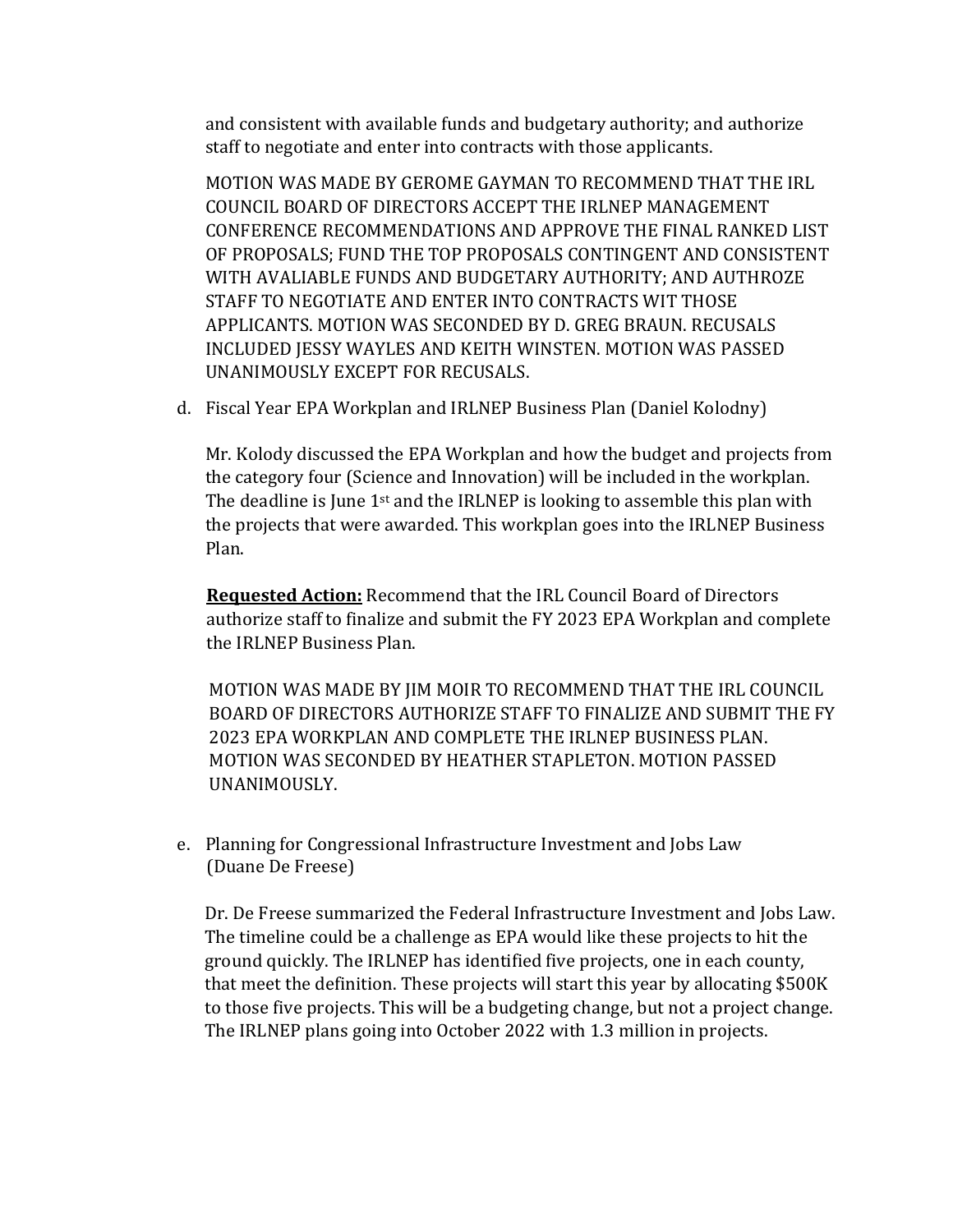and consistent with available funds and budgetary authority; and authorize staff to negotiate and enter into contracts with those applicants.

MOTION WAS MADE BY GEROME GAYMAN TO RECOMMEND THAT THE IRL COUNCIL BOARD OF DIRECTORS ACCEPT THE IRLNEP MANAGEMENT CONFERENCE RECOMMENDATIONS AND APPROVE THE FINAL RANKED LIST OF PROPOSALS; FUND THE TOP PROPOSALS CONTINGENT AND CONSISTENT WITH AVALIABLE FUNDS AND BUDGETARY AUTHORITY; AND AUTHROZE STAFF TO NEGOTIATE AND ENTER INTO CONTRACTS WIT THOSE APPLICANTS. MOTION WAS SECONDED BY D. GREG BRAUN. RECUSALS INCLUDED JESSY WAYLES AND KEITH WINSTEN. MOTION WAS PASSED UNANIMOUSLY EXCEPT FOR RECUSALS.

d. Fiscal Year EPA Workplan and IRLNEP Business Plan (Daniel Kolodny)

Mr. Kolody discussed the EPA Workplan and how the budget and projects from the category four (Science and Innovation) will be included in the workplan. The deadline is June 1st and the IRLNEP is looking to assemble this plan with the projects that were awarded. This workplan goes into the IRLNEP Business Plan.

**Requested Action:** Recommend that the IRL Council Board of Directors authorize staff to finalize and submit the FY 2023 EPA Workplan and complete the IRLNEP Business Plan.

MOTION WAS MADE BY JIM MOIR TO RECOMMEND THAT THE IRL COUNCIL BOARD OF DIRECTORS AUTHORIZE STAFF TO FINALIZE AND SUBMIT THE FY 2023 EPA WORKPLAN AND COMPLETE THE IRLNEP BUSINESS PLAN. MOTION WAS SECONDED BY HEATHER STAPLETON. MOTION PASSED UNANIMOUSLY.

e. Planning for Congressional Infrastructure Investment and Jobs Law (Duane De Freese)

Dr. De Freese summarized the Federal Infrastructure Investment and Jobs Law. The timeline could be a challenge as EPA would like these projects to hit the ground quickly. The IRLNEP has identified five projects, one in each county, that meet the definition. These projects will start this year by allocating $500K to those five projects. This will be a budgeting change, but not a project change. The IRLNEP plans going into October 2022 with 1.3 million in projects.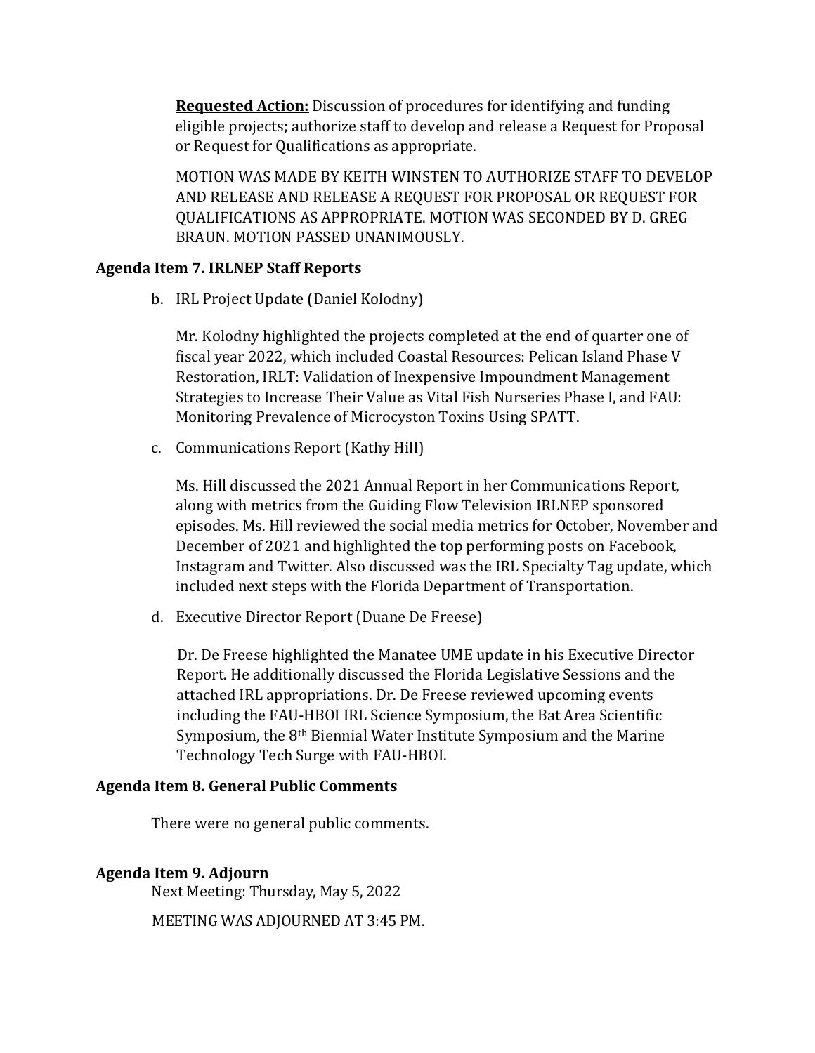**Requested Action:** Discussion of procedures for identifying and funding eligible projects; authorize staff to develop and release a Request for Proposal or Request for Qualifications as appropriate.

MOTION WAS MADE BY KEITH WINSTEN TO AUTHORIZE STAFF TO DEVELOP AND RELEASE AND RELEASE A REQUEST FOR PROPOSAL OR REQUEST FOR QUALIFICATIONS AS APPROPRIATE. MOTION WAS SECONDED BY D. GREG BRAUN. MOTION PASSED UNANIMOUSLY.

**Agenda Item 7. IRLNEP Staff Reports**

b. IRL Project Update (Daniel Kolodny)

Mr. Kolodny highlighted the projects completed at the end of quarter one of fiscal year 2022, which included Coastal Resources: Pelican Island Phase V Restoration, IRLT: Validation of Inexpensive Impoundment Management Strategies to Increase Their Value as Vital Fish Nurseries Phase I, and FAU: Monitoring Prevalence of Microcyston Toxins Using SPATT.

c. Communications Report (Kathy Hill)

Ms. Hill discussed the 2021 Annual Report in her Communications Report, along with metrics from the Guiding Flow Television IRLNEP sponsored episodes. Ms. Hill reviewed the social media metrics for October, November and December of 2021 and highlighted the top performing posts on Facebook, Instagram and Twitter. Also discussed was the IRL Specialty Tag update, which included next steps with the Florida Department of Transportation.

d. Executive Director Report (Duane De Freese)

Dr. De Freese highlighted the Manatee UME update in his Executive Director Report. He additionally discussed the Florida Legislative Sessions and the attached IRL appropriations. Dr. De Freese reviewed upcoming events including the FAU-HBOI IRL Science Symposium, the Bat Area Scientific Symposium, the 8th Biennial Water Institute Symposium and the Marine Technology Tech Surge with FAU-HBOI.

**Agenda Item 8. General Public Comments**

There were no general public comments.

**Agenda Item 9. Adjourn**

Next Meeting: Thursday, May 5, 2022

MEETING WAS ADJOURNED AT 3:45 PM.